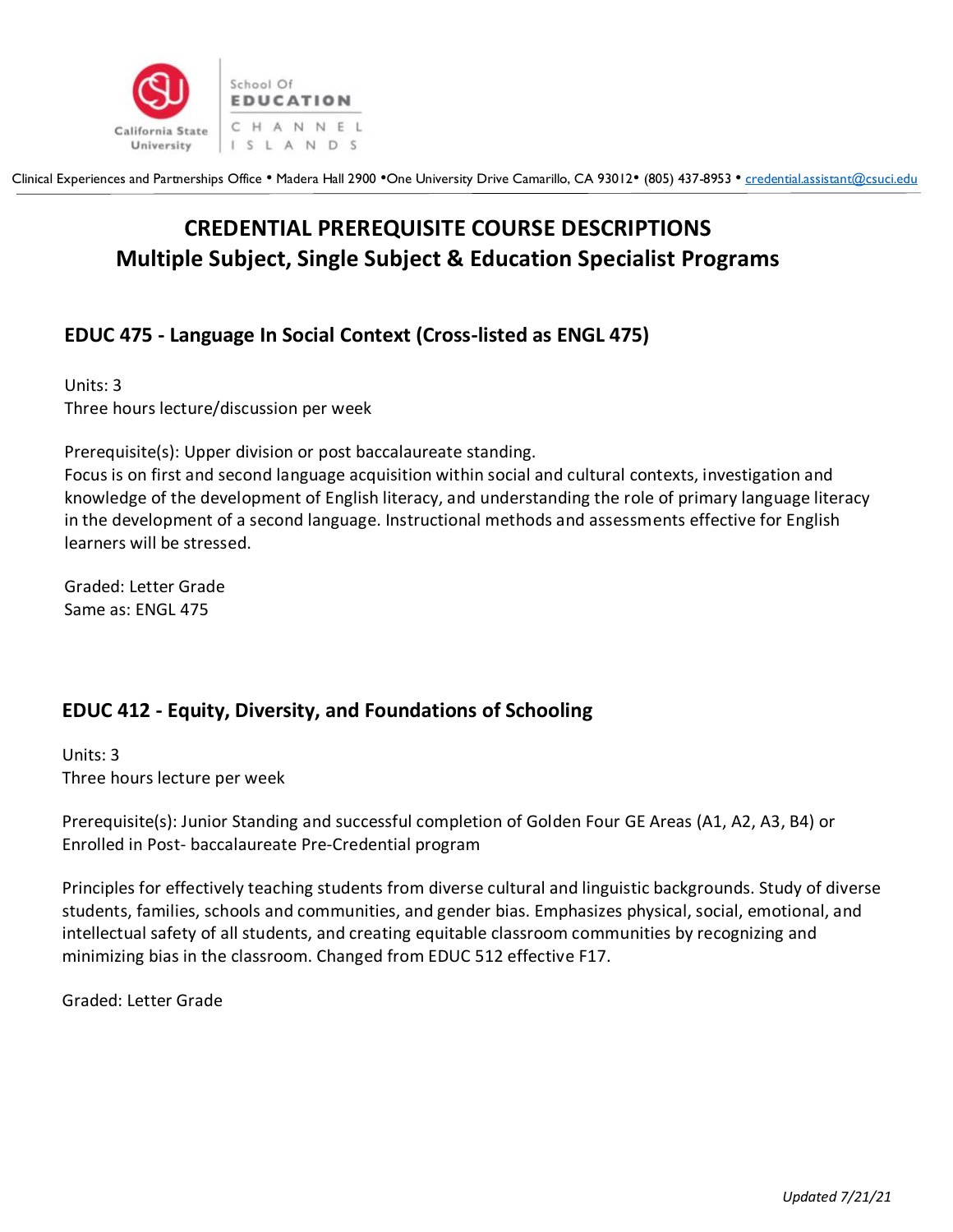California State University | School Of EDUCATION | CHANNEL ISLANDS

Clinical Experiences and Partnerships Office • Madera Hall 2900 •One University Drive Camarillo, CA 93012• (805) 437-8953 • credential.assistant@csuci.edu

# CREDENTIAL PREREQUISITE COURSE DESCRIPTIONS
# Multiple Subject, Single Subject & Education Specialist Programs

## EDUC 475 - Language In Social Context (Cross-listed as ENGL 475)

Units: 3
Three hours lecture/discussion per week

Prerequisite(s): Upper division or post baccalaureate standing.
Focus is on first and second language acquisition within social and cultural contexts, investigation and knowledge of the development of English literacy, and understanding the role of primary language literacy in the development of a second language. Instructional methods and assessments effective for English learners will be stressed.

Graded: Letter Grade
Same as: ENGL 475

## EDUC 412 - Equity, Diversity, and Foundations of Schooling

Units: 3
Three hours lecture per week

Prerequisite(s): Junior Standing and successful completion of Golden Four GE Areas (A1, A2, A3, B4) or Enrolled in Post- baccalaureate Pre-Credential program

Principles for effectively teaching students from diverse cultural and linguistic backgrounds. Study of diverse students, families, schools and communities, and gender bias. Emphasizes physical, social, emotional, and intellectual safety of all students, and creating equitable classroom communities by recognizing and minimizing bias in the classroom. Changed from EDUC 512 effective F17.

Graded: Letter Grade

*Updated 7/21/21*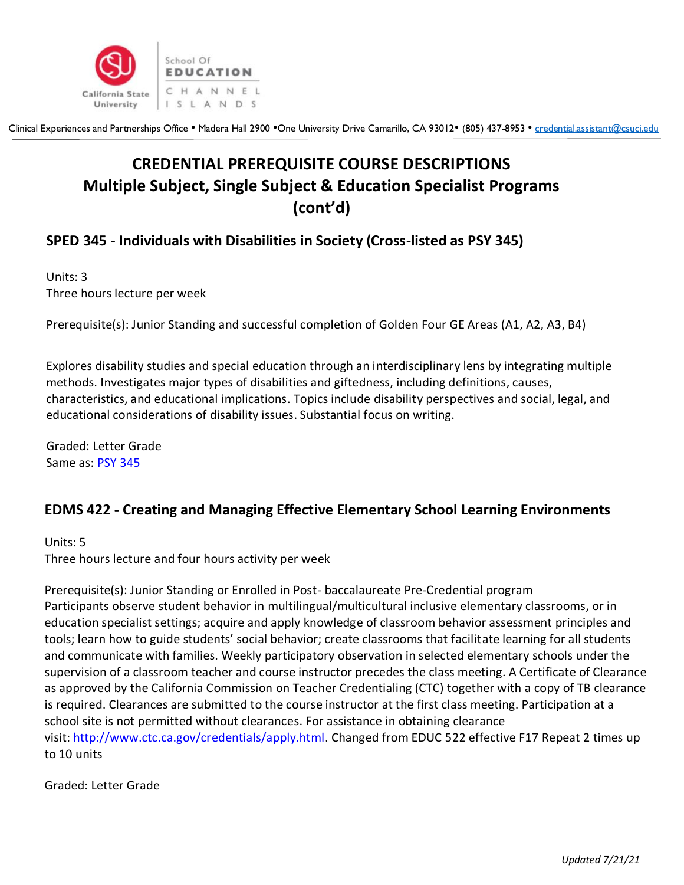# CREDENTIAL PREREQUISITE COURSE DESCRIPTIONS
# Multiple Subject, Single Subject & Education Specialist Programs (cont'd)

## SPED 345 - Individuals with Disabilities in Society (Cross-listed as PSY 345)

Units: 3
Three hours lecture per week

Prerequisite(s): Junior Standing and successful completion of Golden Four GE Areas (A1, A2, A3, B4)

Explores disability studies and special education through an interdisciplinary lens by integrating multiple methods. Investigates major types of disabilities and giftedness, including definitions, causes, characteristics, and educational implications. Topics include disability perspectives and social, legal, and educational considerations of disability issues. Substantial focus on writing.

Graded: Letter Grade
Same as: PSY 345

## EDMS 422 - Creating and Managing Effective Elementary School Learning Environments

Units: 5
Three hours lecture and four hours activity per week

Prerequisite(s): Junior Standing or Enrolled in Post- baccalaureate Pre-Credential program
Participants observe student behavior in multilingual/multicultural inclusive elementary classrooms, or in education specialist settings; acquire and apply knowledge of classroom behavior assessment principles and tools; learn how to guide students' social behavior; create classrooms that facilitate learning for all students and communicate with families. Weekly participatory observation in selected elementary schools under the supervision of a classroom teacher and course instructor precedes the class meeting. A Certificate of Clearance as approved by the California Commission on Teacher Credentialing (CTC) together with a copy of TB clearance is required. Clearances are submitted to the course instructor at the first class meeting. Participation at a school site is not permitted without clearances. For assistance in obtaining clearance visit: http://www.ctc.ca.gov/credentials/apply.html. Changed from EDUC 522 effective F17 Repeat 2 times up to 10 units

Graded: Letter Grade

*Updated 7/21/21*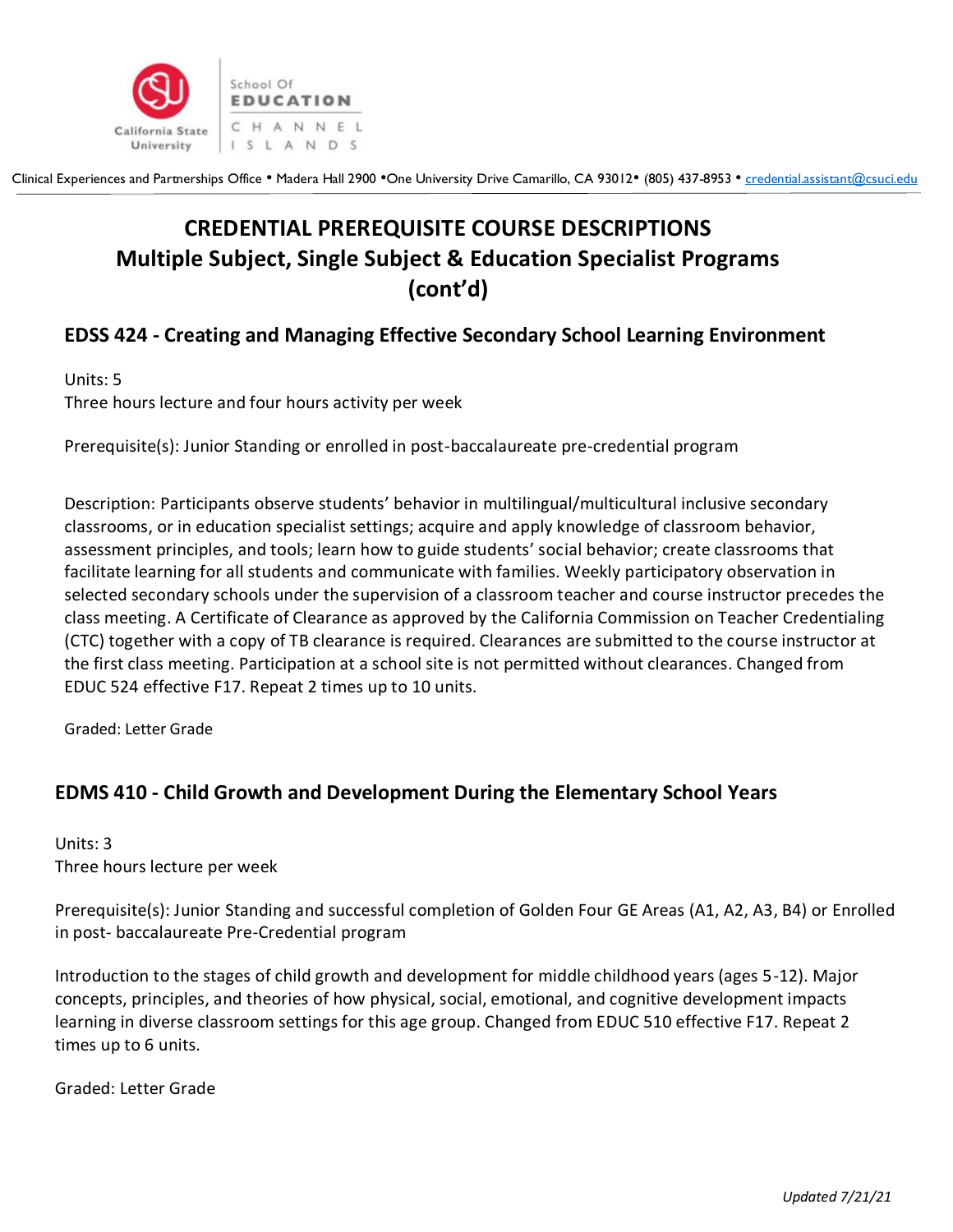# CREDENTIAL PREREQUISITE COURSE DESCRIPTIONS
# Multiple Subject, Single Subject & Education Specialist Programs (cont'd)

## EDSS 424 - Creating and Managing Effective Secondary School Learning Environment

Units: 5
Three hours lecture and four hours activity per week

Prerequisite(s): Junior Standing or enrolled in post-baccalaureate pre-credential program

Description: Participants observe students' behavior in multilingual/multicultural inclusive secondary classrooms, or in education specialist settings; acquire and apply knowledge of classroom behavior, assessment principles, and tools; learn how to guide students' social behavior; create classrooms that facilitate learning for all students and communicate with families. Weekly participatory observation in selected secondary schools under the supervision of a classroom teacher and course instructor precedes the class meeting. A Certificate of Clearance as approved by the California Commission on Teacher Credentialing (CTC) together with a copy of TB clearance is required. Clearances are submitted to the course instructor at the first class meeting. Participation at a school site is not permitted without clearances. Changed from EDUC 524 effective F17. Repeat 2 times up to 10 units.

Graded: Letter Grade

## EDMS 410 - Child Growth and Development During the Elementary School Years

Units: 3
Three hours lecture per week

Prerequisite(s): Junior Standing and successful completion of Golden Four GE Areas (A1, A2, A3, B4) or Enrolled in post- baccalaureate Pre-Credential program

Introduction to the stages of child growth and development for middle childhood years (ages 5-12). Major concepts, principles, and theories of how physical, social, emotional, and cognitive development impacts learning in diverse classroom settings for this age group. Changed from EDUC 510 effective F17. Repeat 2 times up to 6 units.

Graded: Letter Grade

*Updated 7/21/21*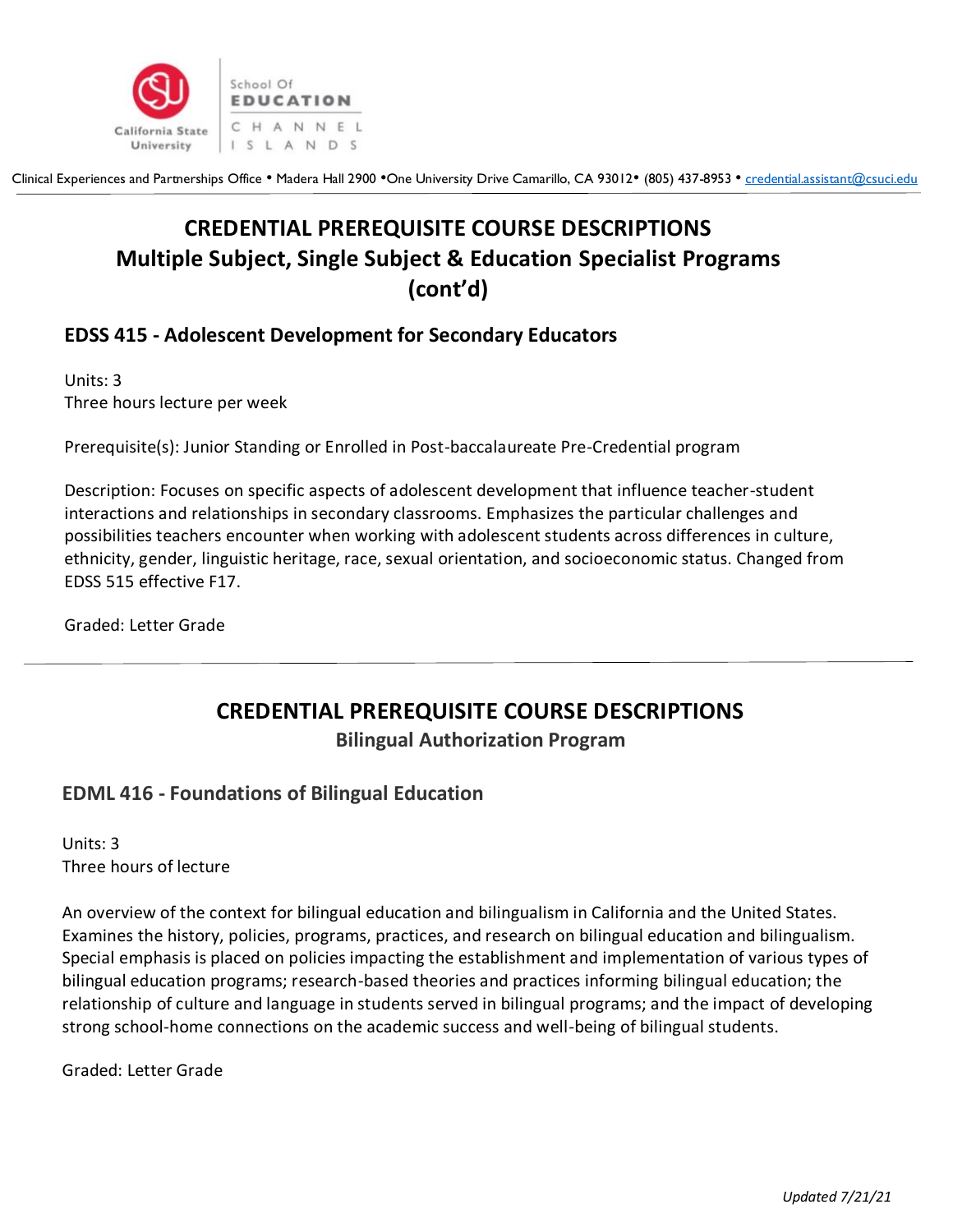# CREDENTIAL PREREQUISITE COURSE DESCRIPTIONS
## Multiple Subject, Single Subject & Education Specialist Programs (cont'd)

### EDSS 415 - Adolescent Development for Secondary Educators

Units: 3
Three hours lecture per week

Prerequisite(s): Junior Standing or Enrolled in Post-baccalaureate Pre-Credential program

Description: Focuses on specific aspects of adolescent development that influence teacher-student interactions and relationships in secondary classrooms. Emphasizes the particular challenges and possibilities teachers encounter when working with adolescent students across differences in culture, ethnicity, gender, linguistic heritage, race, sexual orientation, and socioeconomic status. Changed from EDSS 515 effective F17.

Graded: Letter Grade

---

# CREDENTIAL PREREQUISITE COURSE DESCRIPTIONS
## Bilingual Authorization Program

### EDML 416 - Foundations of Bilingual Education

Units: 3
Three hours of lecture

An overview of the context for bilingual education and bilingualism in California and the United States. Examines the history, policies, programs, practices, and research on bilingual education and bilingualism. Special emphasis is placed on policies impacting the establishment and implementation of various types of bilingual education programs; research-based theories and practices informing bilingual education; the relationship of culture and language in students served in bilingual programs; and the impact of developing strong school-home connections on the academic success and well-being of bilingual students.

Graded: Letter Grade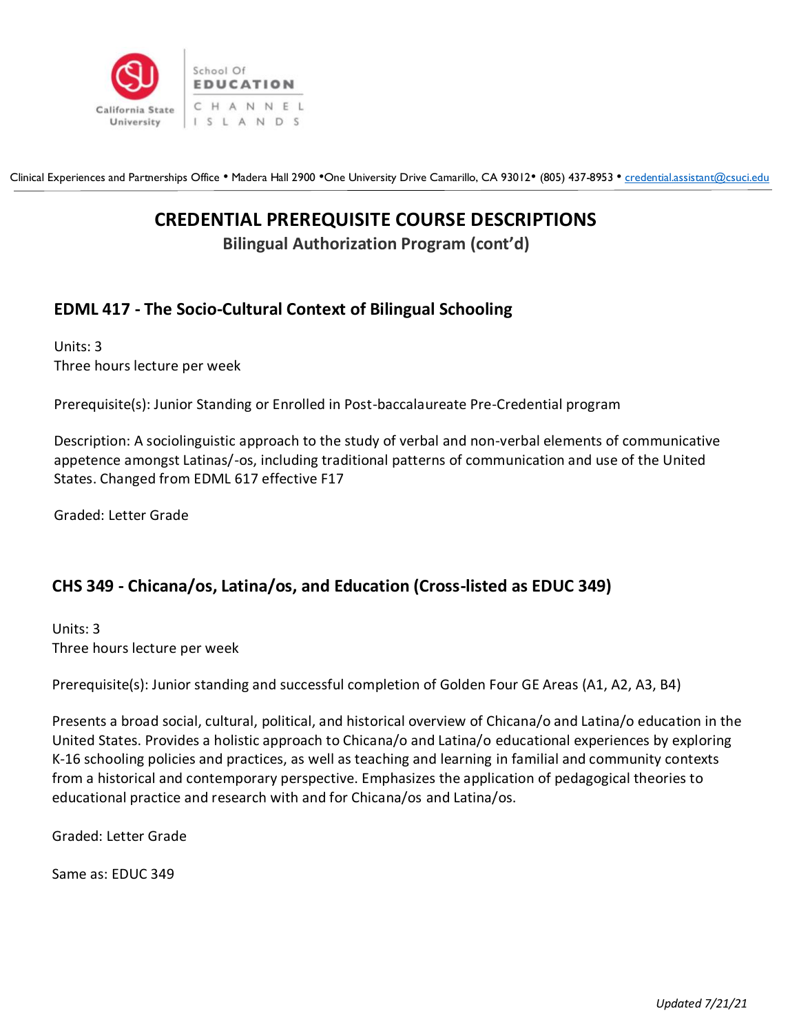Clinical Experiences and Partnerships Office • Madera Hall 2900 •One University Drive Camarillo, CA 93012• (805) 437-8953 • credential.assistant@csuci.edu

# CREDENTIAL PREREQUISITE COURSE DESCRIPTIONS

## Bilingual Authorization Program (cont'd)

### EDML 417 - The Socio-Cultural Context of Bilingual Schooling

Units: 3
Three hours lecture per week

Prerequisite(s): Junior Standing or Enrolled in Post-baccalaureate Pre-Credential program

Description: A sociolinguistic approach to the study of verbal and non-verbal elements of communicative appetence amongst Latinas/-os, including traditional patterns of communication and use of the United States. Changed from EDML 617 effective F17

Graded: Letter Grade

### CHS 349 - Chicana/os, Latina/os, and Education (Cross-listed as EDUC 349)

Units: 3
Three hours lecture per week

Prerequisite(s): Junior standing and successful completion of Golden Four GE Areas (A1, A2, A3, B4)

Presents a broad social, cultural, political, and historical overview of Chicana/o and Latina/o education in the United States. Provides a holistic approach to Chicana/o and Latina/o educational experiences by exploring K-16 schooling policies and practices, as well as teaching and learning in familial and community contexts from a historical and contemporary perspective. Emphasizes the application of pedagogical theories to educational practice and research with and for Chicana/os and Latina/os.

Graded: Letter Grade

Same as: EDUC 349

*Updated 7/21/21*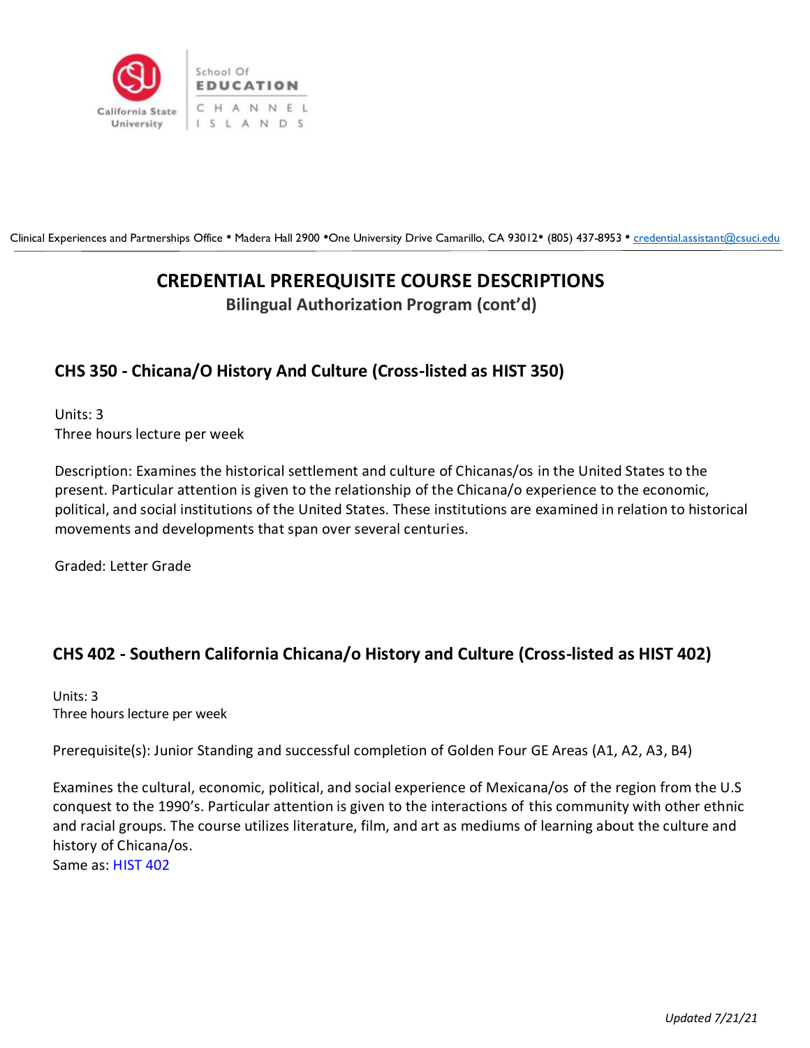Clinical Experiences and Partnerships Office • Madera Hall 2900 •One University Drive Camarillo, CA 93012• (805) 437-8953 • credential.assistant@csuci.edu

# CREDENTIAL PREREQUISITE COURSE DESCRIPTIONS

## Bilingual Authorization Program (cont'd)

### CHS 350 - Chicana/O History And Culture (Cross-listed as HIST 350)

Units: 3
Three hours lecture per week

Description: Examines the historical settlement and culture of Chicanas/os in the United States to the present. Particular attention is given to the relationship of the Chicana/o experience to the economic, political, and social institutions of the United States. These institutions are examined in relation to historical movements and developments that span over several centuries.

Graded: Letter Grade

### CHS 402 - Southern California Chicana/o History and Culture (Cross-listed as HIST 402)

Units: 3
Three hours lecture per week

Prerequisite(s): Junior Standing and successful completion of Golden Four GE Areas (A1, A2, A3, B4)

Examines the cultural, economic, political, and social experience of Mexicana/os of the region from the U.S conquest to the 1990's. Particular attention is given to the interactions of this community with other ethnic and racial groups. The course utilizes literature, film, and art as mediums of learning about the culture and history of Chicana/os.
Same as: HIST 402

*Updated 7/21/21*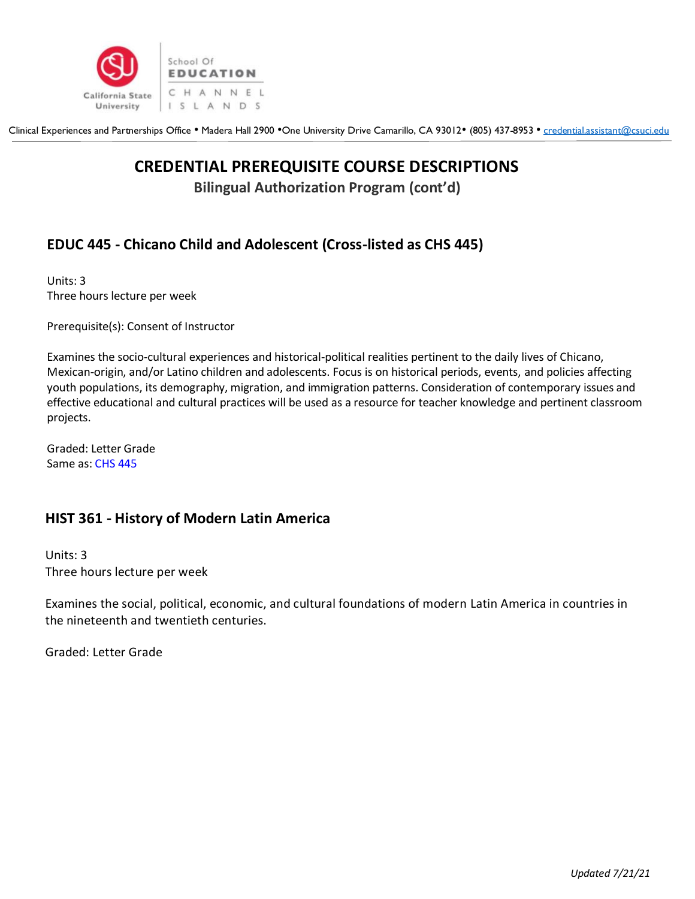# CREDENTIAL PREREQUISITE COURSE DESCRIPTIONS

**Bilingual Authorization Program (cont'd)**

## EDUC 445 - Chicano Child and Adolescent (Cross-listed as CHS 445)

Units: 3
Three hours lecture per week

Prerequisite(s): Consent of Instructor

Examines the socio-cultural experiences and historical-political realities pertinent to the daily lives of Chicano, Mexican-origin, and/or Latino children and adolescents. Focus is on historical periods, events, and policies affecting youth populations, its demography, migration, and immigration patterns. Consideration of contemporary issues and effective educational and cultural practices will be used as a resource for teacher knowledge and pertinent classroom projects.

Graded: Letter Grade
Same as: CHS 445

## HIST 361 - History of Modern Latin America

Units: 3
Three hours lecture per week

Examines the social, political, economic, and cultural foundations of modern Latin America in countries in the nineteenth and twentieth centuries.

Graded: Letter Grade